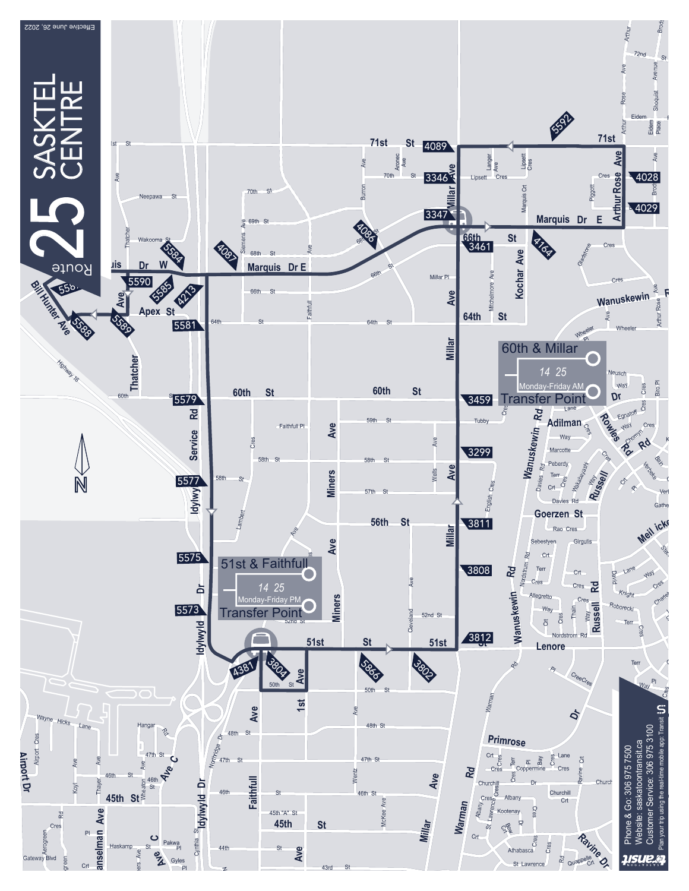# Route 25 SASKTEL CENTRE

Effective June 26, 2022

## 60th & Millar Transfer Point

14 25

Monday-Friday AM

## 51st & Faithfull Transfer Point

14 25

Monday-Friday PM

Phone & Go: 306 975 7500

Website: saskatoontransit.ca

Customer Service: 306 975 3100

Plan your trip using the real-time mobile app: Transit

Saskatoon Transit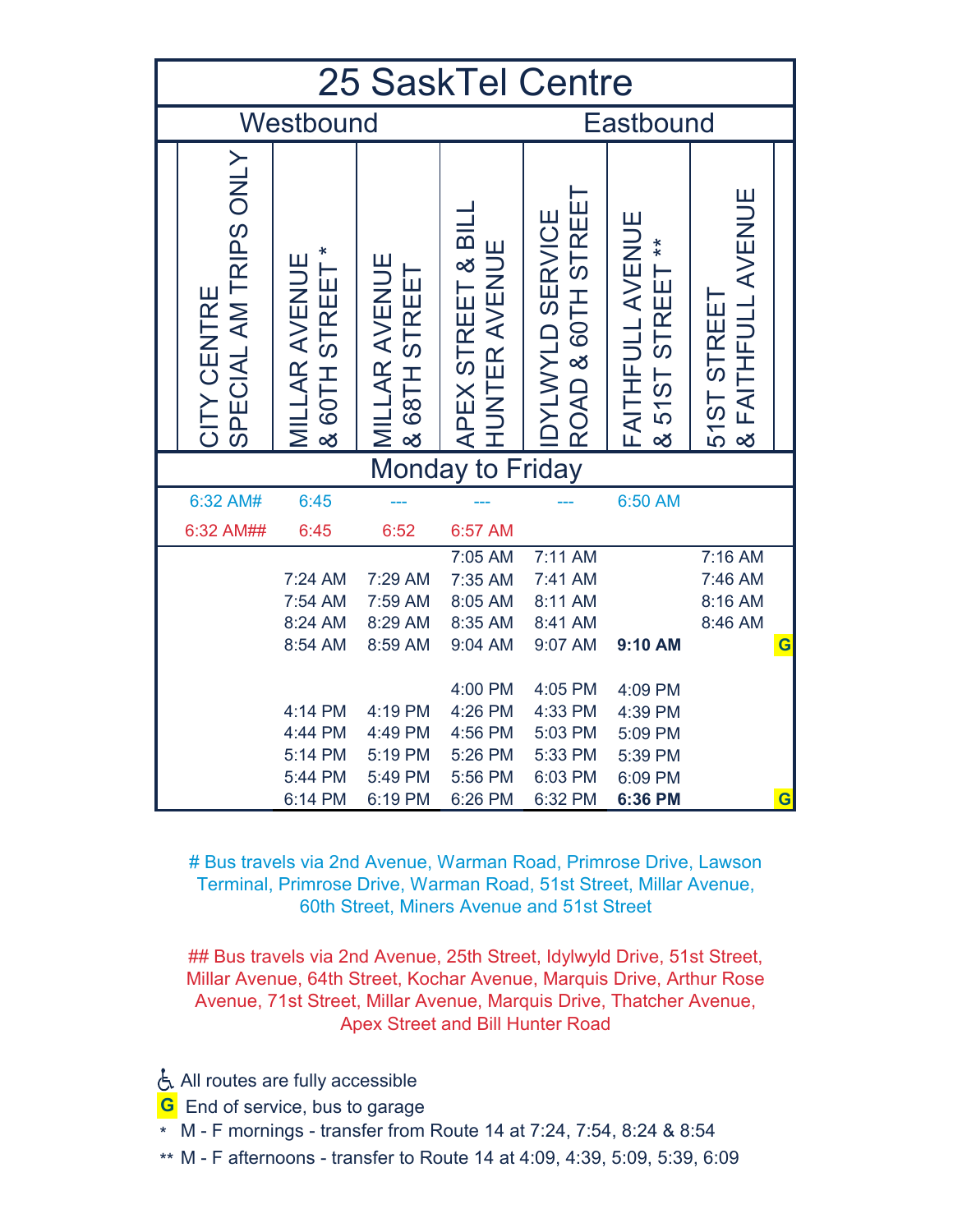# 25 SaskTel Centre

| Westbound | | | | | Eastbound | | |
|---|---|---|---|---|---|---|---|
| CITY CENTRE SPECIAL AM TRIPS ONLY | MILLAR AVENUE & 60TH STREET * | MILLAR AVENUE & 68TH STREET | APEX STREET & BILL HUNTER AVENUE | IDYLWYLD SERVICE ROAD & 60TH STREET | FAITHFULL AVENUE & 51ST STREET ** | 51ST STREET & FAITHFULL AVENUE | |
| **Monday to Friday** | | | | | | | |
| 6:32 AM# | 6:45 | --- | --- | --- | 6:50 AM | | |
| 6:32 AM## | 6:45 | 6:52 | 6:57 AM | | | | |
| | | | 7:05 AM | 7:11 AM | | 7:16 AM | |
| | 7:24 AM | 7:29 AM | 7:35 AM | 7:41 AM | | 7:46 AM | |
| | 7:54 AM | 7:59 AM | 8:05 AM | 8:11 AM | | 8:16 AM | |
| | 8:24 AM | 8:29 AM | 8:35 AM | 8:41 AM | | 8:46 AM | |
| | 8:54 AM | 8:59 AM | 9:04 AM | 9:07 AM | **9:10 AM** | | G |
| | | | 4:00 PM | 4:05 PM | 4:09 PM | | |
| | 4:14 PM | 4:19 PM | 4:26 PM | 4:33 PM | 4:39 PM | | |
| | 4:44 PM | 4:49 PM | 4:56 PM | 5:03 PM | 5:09 PM | | |
| | 5:14 PM | 5:19 PM | 5:26 PM | 5:33 PM | 5:39 PM | | |
| | 5:44 PM | 5:49 PM | 5:56 PM | 6:03 PM | 6:09 PM | | |
| | 6:14 PM | 6:19 PM | 6:26 PM | 6:32 PM | **6:36 PM** | | G |

# Bus travels via 2nd Avenue, Warman Road, Primrose Drive, Lawson Terminal, Primrose Drive, Warman Road, 51st Street, Millar Avenue, 60th Street, Miners Avenue and 51st Street

## Bus travels via 2nd Avenue, 25th Street, Idylwyld Drive, 51st Street, Millar Avenue, 64th Street, Kochar Avenue, Marquis Drive, Arthur Rose Avenue, 71st Street, Millar Avenue, Marquis Drive, Thatcher Avenue, Apex Street and Bill Hunter Road

♿ All routes are fully accessible

**G** End of service, bus to garage

* M - F mornings - transfer from Route 14 at 7:24, 7:54, 8:24 & 8:54

** M - F afternoons - transfer to Route 14 at 4:09, 4:39, 5:09, 5:39, 6:09